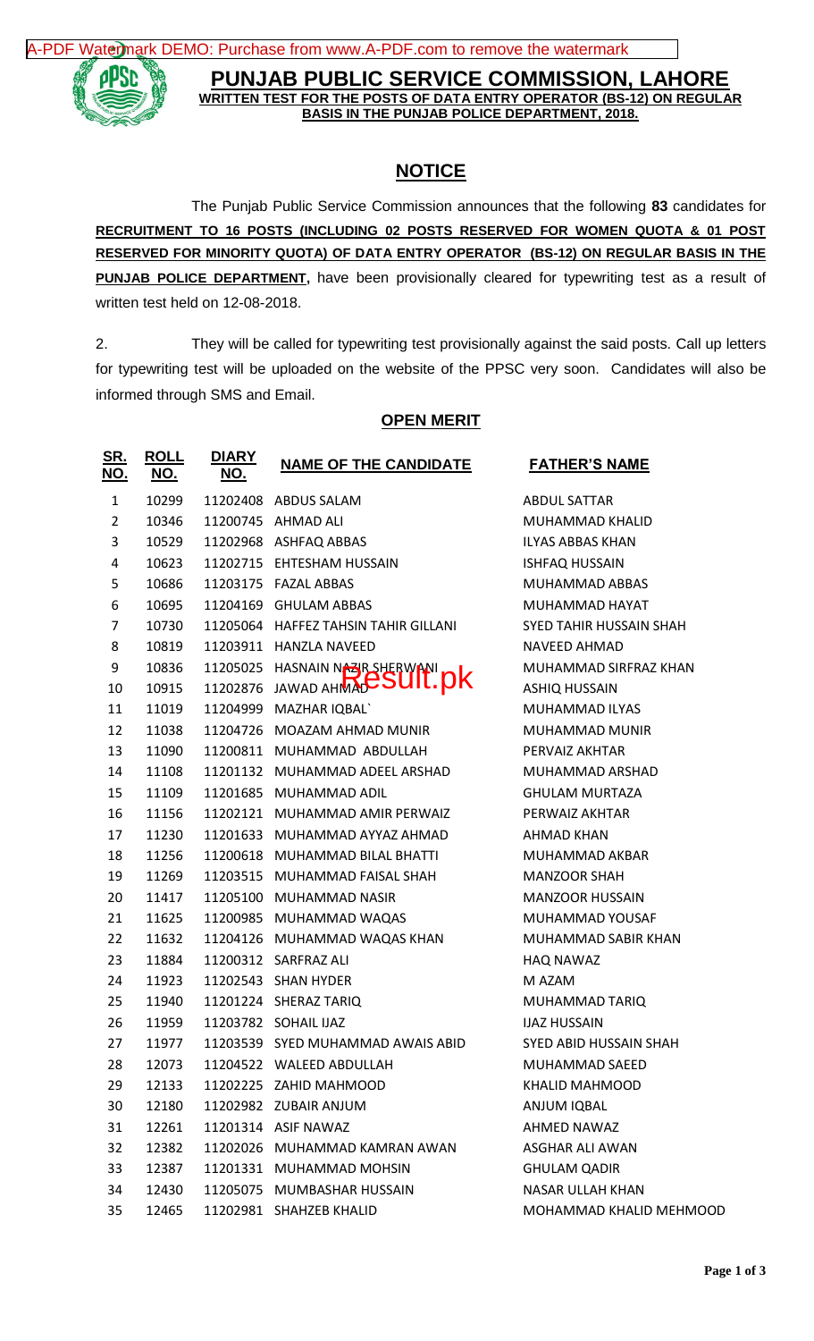# PUNJAB PUBLIC SERVICE COMMISSION, LAHORE

**WRITTEN TEST FOR THE POSTS OF DATA ENTRY OPERATOR (BS-12) ON REGULAR BASIS IN THE PUNJAB POLICE DEPARTMENT, 2018.**

## NOTICE

The Punjab Public Service Commission announces that the following **83** candidates for **RECRUITMENT TO 16 POSTS (INCLUDING 02 POSTS RESERVED FOR WOMEN QUOTA & 01 POST RESERVED FOR MINORITY QUOTA) OF DATA ENTRY OPERATOR (BS-12) ON REGULAR BASIS IN THE PUNJAB POLICE DEPARTMENT,** have been provisionally cleared for typewriting test as a result of written test held on 12-08-2018.

2. They will be called for typewriting test provisionally against the said posts. Call up letters for typewriting test will be uploaded on the website of the PPSC very soon. Candidates will also be informed through SMS and Email.

### OPEN MERIT

| SR. NO. | ROLL NO. | DIARY NO. | NAME OF THE CANDIDATE | FATHER'S NAME |
|---|---|---|---|---|
| 1 | 10299 | 11202408 | ABDUS SALAM | ABDUL SATTAR |
| 2 | 10346 | 11200745 | AHMAD ALI | MUHAMMAD KHALID |
| 3 | 10529 | 11202968 | ASHFAQ ABBAS | ILYAS ABBAS KHAN |
| 4 | 10623 | 11202715 | EHTESHAM HUSSAIN | ISHFAQ HUSSAIN |
| 5 | 10686 | 11203175 | FAZAL ABBAS | MUHAMMAD ABBAS |
| 6 | 10695 | 11204169 | GHULAM ABBAS | MUHAMMAD HAYAT |
| 7 | 10730 | 11205064 | HAFFEZ TAHSIN TAHIR GILLANI | SYED TAHIR HUSSAIN SHAH |
| 8 | 10819 | 11203911 | HANZLA NAVEED | NAVEED AHMAD |
| 9 | 10836 | 11205025 | HASNAIN NAZIR SHERWANI | MUHAMMAD SIRFRAZ KHAN |
| 10 | 10915 | 11202876 | JAWAD AHMAD | ASHIQ HUSSAIN |
| 11 | 11019 | 11204999 | MAZHAR IQBAL` | MUHAMMAD ILYAS |
| 12 | 11038 | 11204726 | MOAZAM AHMAD MUNIR | MUHAMMAD MUNIR |
| 13 | 11090 | 11200811 | MUHAMMAD ABDULLAH | PERVAIZ AKHTAR |
| 14 | 11108 | 11201132 | MUHAMMAD ADEEL ARSHAD | MUHAMMAD ARSHAD |
| 15 | 11109 | 11201685 | MUHAMMAD ADIL | GHULAM MURTAZA |
| 16 | 11156 | 11202121 | MUHAMMAD AMIR PERWAIZ | PERWAIZ AKHTAR |
| 17 | 11230 | 11201633 | MUHAMMAD AYYAZ AHMAD | AHMAD KHAN |
| 18 | 11256 | 11200618 | MUHAMMAD BILAL BHATTI | MUHAMMAD AKBAR |
| 19 | 11269 | 11203515 | MUHAMMAD FAISAL SHAH | MANZOOR SHAH |
| 20 | 11417 | 11205100 | MUHAMMAD NASIR | MANZOOR HUSSAIN |
| 21 | 11625 | 11200985 | MUHAMMAD WAQAS | MUHAMMAD YOUSAF |
| 22 | 11632 | 11204126 | MUHAMMAD WAQAS KHAN | MUHAMMAD SABIR KHAN |
| 23 | 11884 | 11200312 | SARFRAZ ALI | HAQ NAWAZ |
| 24 | 11923 | 11202543 | SHAN HYDER | M AZAM |
| 25 | 11940 | 11201224 | SHERAZ TARIQ | MUHAMMAD TARIQ |
| 26 | 11959 | 11203782 | SOHAIL IJAZ | IJAZ HUSSAIN |
| 27 | 11977 | 11203539 | SYED MUHAMMAD AWAIS ABID | SYED ABID HUSSAIN SHAH |
| 28 | 12073 | 11204522 | WALEED ABDULLAH | MUHAMMAD SAEED |
| 29 | 12133 | 11202225 | ZAHID MAHMOOD | KHALID MAHMOOD |
| 30 | 12180 | 11202982 | ZUBAIR ANJUM | ANJUM IQBAL |
| 31 | 12261 | 11201314 | ASIF NAWAZ | AHMED NAWAZ |
| 32 | 12382 | 11202026 | MUHAMMAD KAMRAN AWAN | ASGHAR ALI AWAN |
| 33 | 12387 | 11201331 | MUHAMMAD MOHSIN | GHULAM QADIR |
| 34 | 12430 | 11205075 | MUMBASHAR HUSSAIN | NASAR ULLAH KHAN |
| 35 | 12465 | 11202981 | SHAHZEB KHALID | MOHAMMAD KHALID MEHMOOD |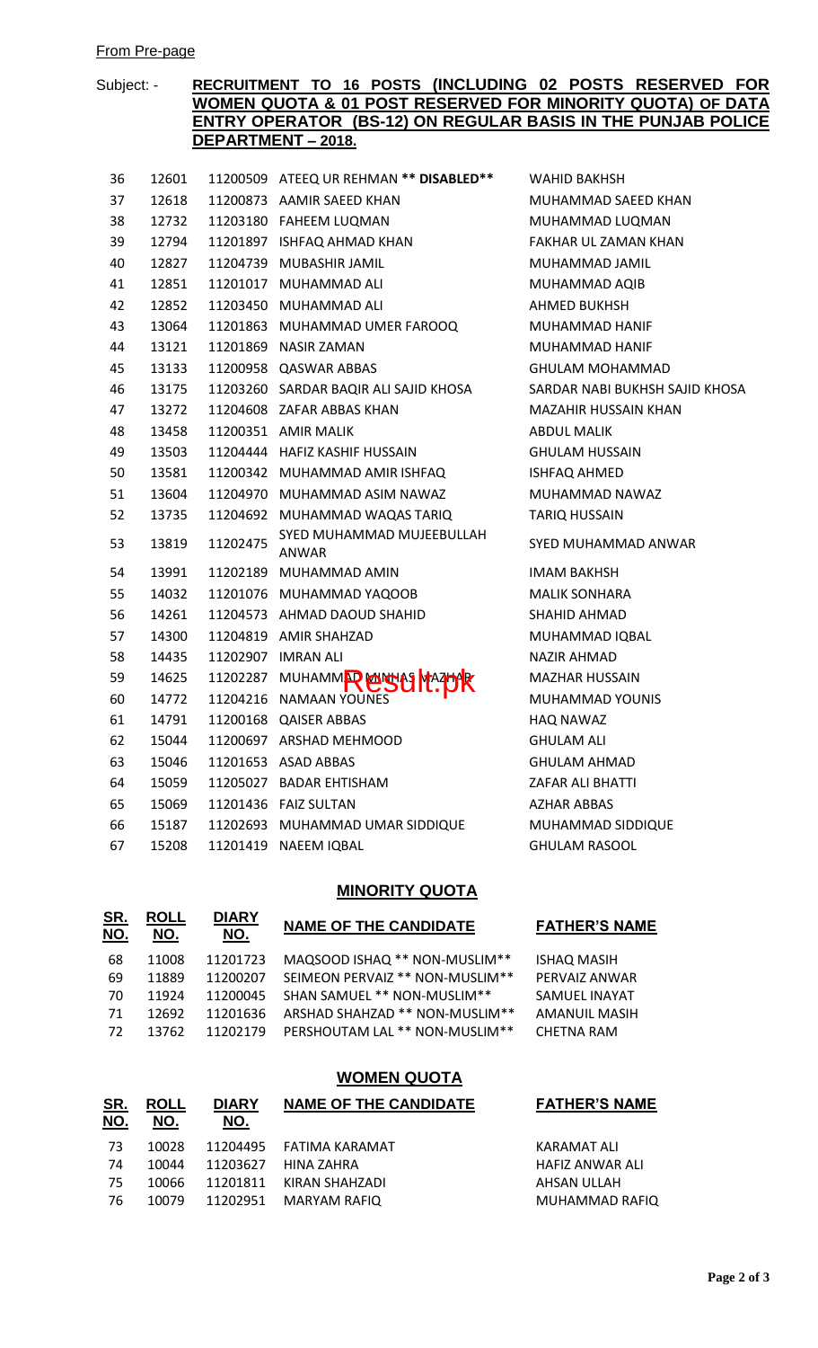From Pre-page

Subject: - **RECRUITMENT TO 16 POSTS (INCLUDING 02 POSTS RESERVED FOR WOMEN QUOTA & 01 POST RESERVED FOR MINORITY QUOTA) OF DATA ENTRY OPERATOR (BS-12) ON REGULAR BASIS IN THE PUNJAB POLICE DEPARTMENT – 2018.**

| | | | | |
|---|---|---|---|---|
| 36 | 12601 | 11200509 | ATEEQ UR REHMAN **** DISABLED**** | WAHID BAKHSH |
| 37 | 12618 | 11200873 | AAMIR SAEED KHAN | MUHAMMAD SAEED KHAN |
| 38 | 12732 | 11203180 | FAHEEM LUQMAN | MUHAMMAD LUQMAN |
| 39 | 12794 | 11201897 | ISHFAQ AHMAD KHAN | FAKHAR UL ZAMAN KHAN |
| 40 | 12827 | 11204739 | MUBASHIR JAMIL | MUHAMMAD JAMIL |
| 41 | 12851 | 11201017 | MUHAMMAD ALI | MUHAMMAD AQIB |
| 42 | 12852 | 11203450 | MUHAMMAD ALI | AHMED BUKHSH |
| 43 | 13064 | 11201863 | MUHAMMAD UMER FAROOQ | MUHAMMAD HANIF |
| 44 | 13121 | 11201869 | NASIR ZAMAN | MUHAMMAD HANIF |
| 45 | 13133 | 11200958 | QASWAR ABBAS | GHULAM MOHAMMAD |
| 46 | 13175 | 11203260 | SARDAR BAQIR ALI SAJID KHOSA | SARDAR NABI BUKHSH SAJID KHOSA |
| 47 | 13272 | 11204608 | ZAFAR ABBAS KHAN | MAZAHIR HUSSAIN KHAN |
| 48 | 13458 | 11200351 | AMIR MALIK | ABDUL MALIK |
| 49 | 13503 | 11204444 | HAFIZ KASHIF HUSSAIN | GHULAM HUSSAIN |
| 50 | 13581 | 11200342 | MUHAMMAD AMIR ISHFAQ | ISHFAQ AHMED |
| 51 | 13604 | 11204970 | MUHAMMAD ASIM NAWAZ | MUHAMMAD NAWAZ |
| 52 | 13735 | 11204692 | MUHAMMAD WAQAS TARIQ | TARIQ HUSSAIN |
| 53 | 13819 | 11202475 | SYED MUHAMMAD MUJEEBULLAH ANWAR | SYED MUHAMMAD ANWAR |
| 54 | 13991 | 11202189 | MUHAMMAD AMIN | IMAM BAKHSH |
| 55 | 14032 | 11201076 | MUHAMMAD YAQOOB | MALIK SONHARA |
| 56 | 14261 | 11204573 | AHMAD DAOUD SHAHID | SHAHID AHMAD |
| 57 | 14300 | 11204819 | AMIR SHAHZAD | MUHAMMAD IQBAL |
| 58 | 14435 | 11202907 | IMRAN ALI | NAZIR AHMAD |
| 59 | 14625 | 11202287 | MUHAMMAD MINHAS MAZHAR | MAZHAR HUSSAIN |
| 60 | 14772 | 11204216 | NAMAAN YOUNES | MUHAMMAD YOUNIS |
| 61 | 14791 | 11200168 | QAISER ABBAS | HAQ NAWAZ |
| 62 | 15044 | 11200697 | ARSHAD MEHMOOD | GHULAM ALI |
| 63 | 15046 | 11201653 | ASAD ABBAS | GHULAM AHMAD |
| 64 | 15059 | 11205027 | BADAR EHTISHAM | ZAFAR ALI BHATTI |
| 65 | 15069 | 11201436 | FAIZ SULTAN | AZHAR ABBAS |
| 66 | 15187 | 11202693 | MUHAMMAD UMAR SIDDIQUE | MUHAMMAD SIDDIQUE |
| 67 | 15208 | 11201419 | NAEEM IQBAL | GHULAM RASOOL |

## MINORITY QUOTA

| SR. NO. | ROLL NO. | DIARY NO. | NAME OF THE CANDIDATE | FATHER'S NAME |
|---|---|---|---|---|
| 68 | 11008 | 11201723 | MAQSOOD ISHAQ ** NON-MUSLIM** | ISHAQ MASIH |
| 69 | 11889 | 11200207 | SEIMEON PERVAIZ ** NON-MUSLIM** | PERVAIZ ANWAR |
| 70 | 11924 | 11200045 | SHAN SAMUEL ** NON-MUSLIM** | SAMUEL INAYAT |
| 71 | 12692 | 11201636 | ARSHAD SHAHZAD ** NON-MUSLIM** | AMANUIL MASIH |
| 72 | 13762 | 11202179 | PERSHOUTAM LAL ** NON-MUSLIM** | CHETNA RAM |

## WOMEN QUOTA

| SR. NO. | ROLL NO. | DIARY NO. | NAME OF THE CANDIDATE | FATHER'S NAME |
|---|---|---|---|---|
| 73 | 10028 | 11204495 | FATIMA KARAMAT | KARAMAT ALI |
| 74 | 10044 | 11203627 | HINA ZAHRA | HAFIZ ANWAR ALI |
| 75 | 10066 | 11201811 | KIRAN SHAHZADI | AHSAN ULLAH |
| 76 | 10079 | 11202951 | MARYAM RAFIQ | MUHAMMAD RAFIQ |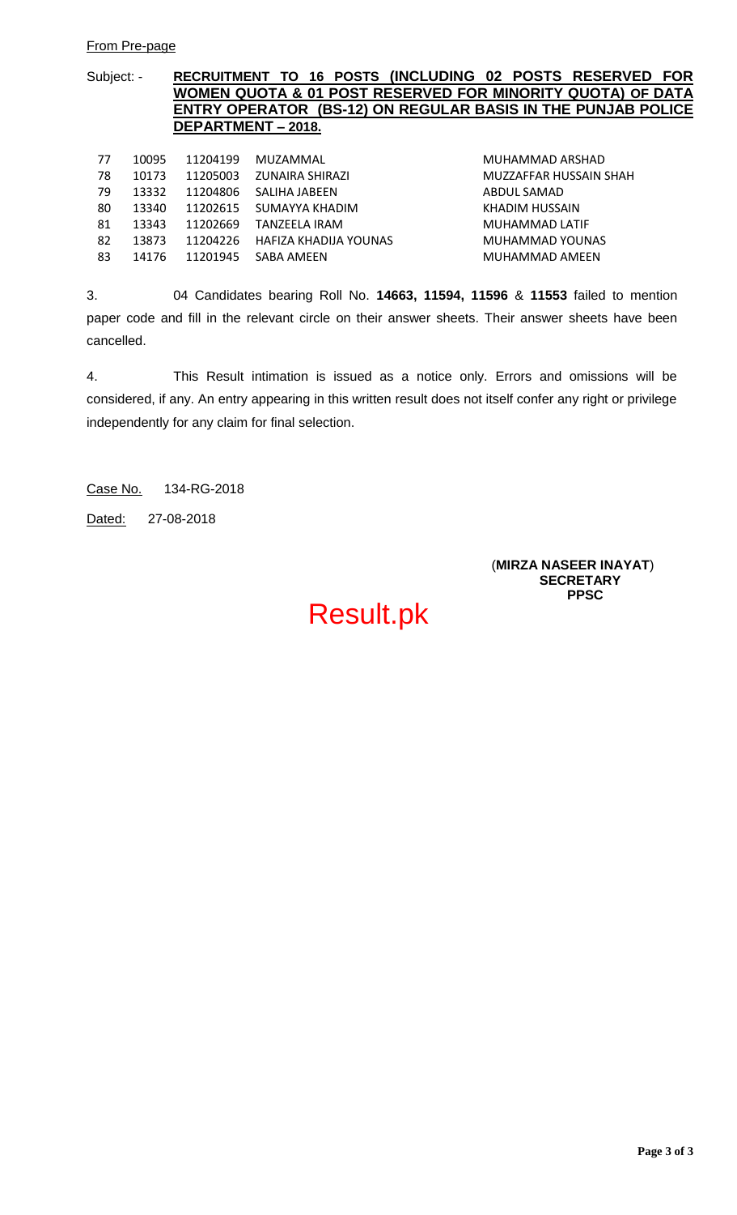From Pre-page

Subject: - **RECRUITMENT TO 16 POSTS (INCLUDING 02 POSTS RESERVED FOR WOMEN QUOTA & 01 POST RESERVED FOR MINORITY QUOTA) OF DATA ENTRY OPERATOR (BS-12) ON REGULAR BASIS IN THE PUNJAB POLICE DEPARTMENT – 2018.**

| | | | | |
|---|---|---|---|---|
| 77 | 10095 | 11204199 | MUZAMMAL | MUHAMMAD ARSHAD |
| 78 | 10173 | 11205003 | ZUNAIRA SHIRAZI | MUZZAFFAR HUSSAIN SHAH |
| 79 | 13332 | 11204806 | SALIHA JABEEN | ABDUL SAMAD |
| 80 | 13340 | 11202615 | SUMAYYA KHADIM | KHADIM HUSSAIN |
| 81 | 13343 | 11202669 | TANZEELA IRAM | MUHAMMAD LATIF |
| 82 | 13873 | 11204226 | HAFIZA KHADIJA YOUNAS | MUHAMMAD YOUNAS |
| 83 | 14176 | 11201945 | SABA AMEEN | MUHAMMAD AMEEN |

3. 04 Candidates bearing Roll No. **14663, 11594, 11596** & **11553** failed to mention paper code and fill in the relevant circle on their answer sheets. Their answer sheets have been cancelled.

4. This Result intimation is issued as a notice only. Errors and omissions will be considered, if any. An entry appearing in this written result does not itself confer any right or privilege independently for any claim for final selection.

Case No. 134-RG-2018

Dated: 27-08-2018

(**MIRZA NASEER INAYAT**)
**SECRETARY**
**PPSC**

Result.pk